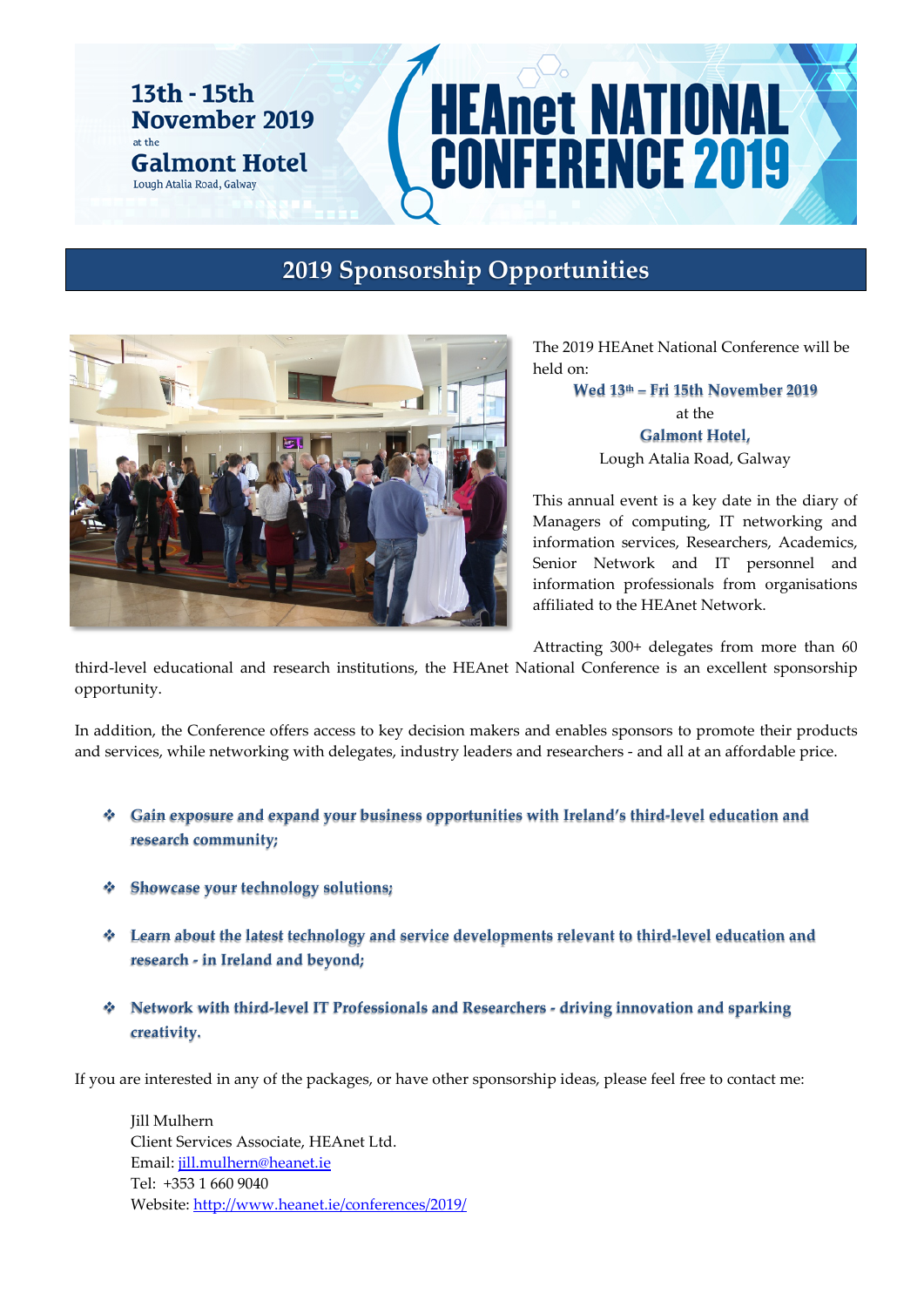13th - 15th November 2019
at the
Galmont Hotel
Lough Atalia Road, Galway

# HEAnet NATIONAL CONFERENCE 2019

## 2019 Sponsorship Opportunities

The 2019 HEAnet National Conference will be held on:

**Wed 13th – Fri 15th November 2019**
at the
**Galmont Hotel,**
Lough Atalia Road, Galway

This annual event is a key date in the diary of Managers of computing, IT networking and information services, Researchers, Academics, Senior Network and IT personnel and information professionals from organisations affiliated to the HEAnet Network.

Attracting 300+ delegates from more than 60 third-level educational and research institutions, the HEAnet National Conference is an excellent sponsorship opportunity.

In addition, the Conference offers access to key decision makers and enables sponsors to promote their products and services, while networking with delegates, industry leaders and researchers - and all at an affordable price.

- **Gain exposure and expand your business opportunities with Ireland's third-level education and research community;**
- **Showcase your technology solutions;**
- **Learn about the latest technology and service developments relevant to third-level education and research - in Ireland and beyond;**
- **Network with third-level IT Professionals and Researchers - driving innovation and sparking creativity.**

If you are interested in any of the packages, or have other sponsorship ideas, please feel free to contact me:

Jill Mulhern
Client Services Associate, HEAnet Ltd.
Email: jill.mulhern@heanet.ie
Tel: +353 1 660 9040
Website: http://www.heanet.ie/conferences/2019/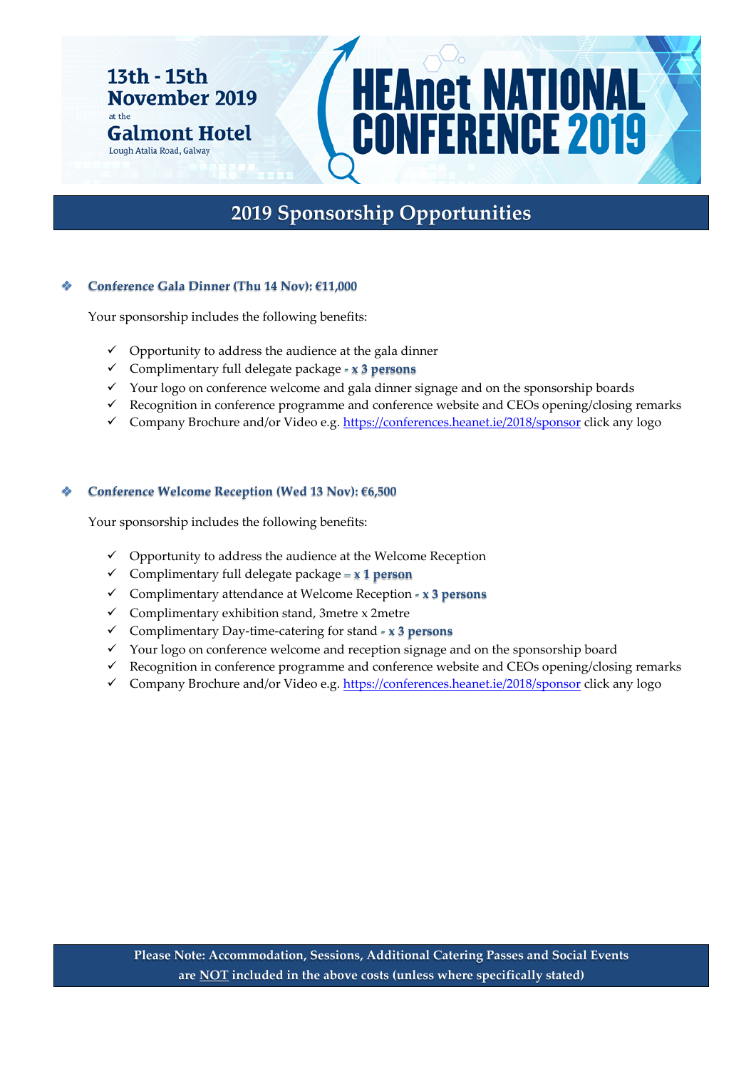13th - 15th November 2019 at the Galmont Hotel
Lough Atalia Road, Galway

# HEAnet NATIONAL CONFERENCE 2019

## 2019 Sponsorship Opportunities

### Conference Gala Dinner (Thu 14 Nov): €11,000

Your sponsorship includes the following benefits:

- ✓ Opportunity to address the audience at the gala dinner
- ✓ Complimentary full delegate package **- x 3 persons**
- ✓ Your logo on conference welcome and gala dinner signage and on the sponsorship boards
- ✓ Recognition in conference programme and conference website and CEOs opening/closing remarks
- ✓ Company Brochure and/or Video e.g. https://conferences.heanet.ie/2018/sponsor click any logo

### Conference Welcome Reception (Wed 13 Nov): €6,500

Your sponsorship includes the following benefits:

- ✓ Opportunity to address the audience at the Welcome Reception
- ✓ Complimentary full delegate package **– x 1 person**
- ✓ Complimentary attendance at Welcome Reception **- x 3 persons**
- ✓ Complimentary exhibition stand, 3metre x 2metre
- ✓ Complimentary Day-time-catering for stand **- x 3 persons**
- ✓ Your logo on conference welcome and reception signage and on the sponsorship board
- ✓ Recognition in conference programme and conference website and CEOs opening/closing remarks
- ✓ Company Brochure and/or Video e.g. https://conferences.heanet.ie/2018/sponsor click any logo

**Please Note: Accommodation, Sessions, Additional Catering Passes and Social Events are NOT included in the above costs (unless where specifically stated)**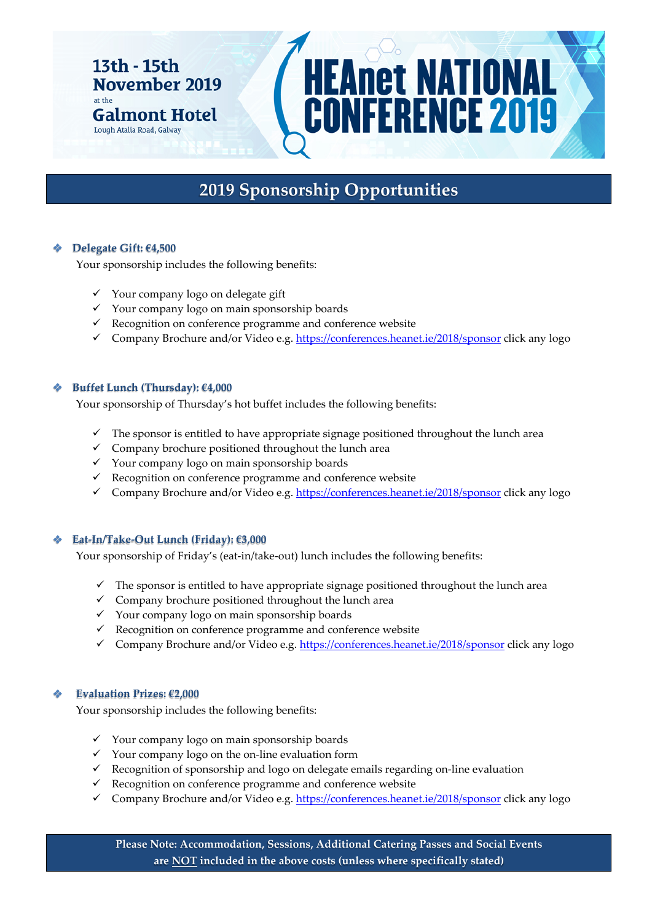13th - 15th November 2019 at the Galmont Hotel, Lough Atalia Road, Galway

# HEAnet NATIONAL CONFERENCE 2019

## 2019 Sponsorship Opportunities

### Delegate Gift: €4,500

Your sponsorship includes the following benefits:

- ✓ Your company logo on delegate gift
- ✓ Your company logo on main sponsorship boards
- ✓ Recognition on conference programme and conference website
- ✓ Company Brochure and/or Video e.g. https://conferences.heanet.ie/2018/sponsor click any logo

### Buffet Lunch (Thursday): €4,000

Your sponsorship of Thursday's hot buffet includes the following benefits:

- ✓ The sponsor is entitled to have appropriate signage positioned throughout the lunch area
- ✓ Company brochure positioned throughout the lunch area
- ✓ Your company logo on main sponsorship boards
- ✓ Recognition on conference programme and conference website
- ✓ Company Brochure and/or Video e.g. https://conferences.heanet.ie/2018/sponsor click any logo

### Eat-In/Take-Out Lunch (Friday): €3,000

Your sponsorship of Friday's (eat-in/take-out) lunch includes the following benefits:

- ✓ The sponsor is entitled to have appropriate signage positioned throughout the lunch area
- ✓ Company brochure positioned throughout the lunch area
- ✓ Your company logo on main sponsorship boards
- ✓ Recognition on conference programme and conference website
- ✓ Company Brochure and/or Video e.g. https://conferences.heanet.ie/2018/sponsor click any logo

### Evaluation Prizes: €2,000

Your sponsorship includes the following benefits:

- ✓ Your company logo on main sponsorship boards
- ✓ Your company logo on the on-line evaluation form
- ✓ Recognition of sponsorship and logo on delegate emails regarding on-line evaluation
- ✓ Recognition on conference programme and conference website
- ✓ Company Brochure and/or Video e.g. https://conferences.heanet.ie/2018/sponsor click any logo

**Please Note: Accommodation, Sessions, Additional Catering Passes and Social Events are NOT included in the above costs (unless where specifically stated)**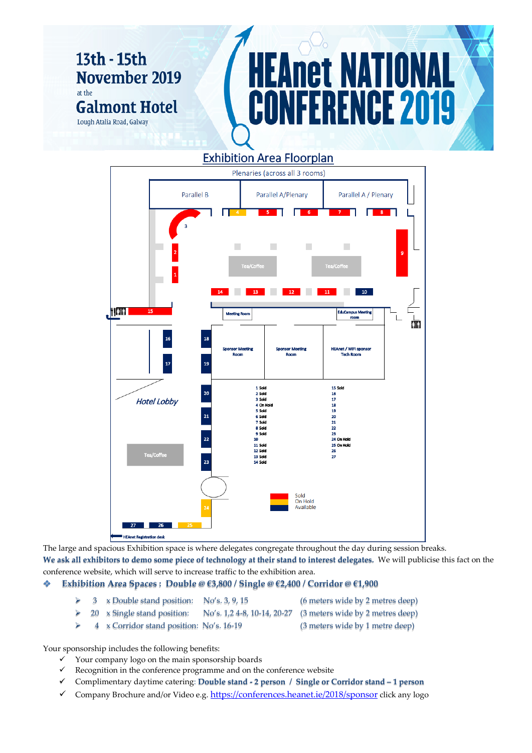13th - 15th November 2019 at the Galmont Hotel
Lough Atalia Road, Galway

# HEAnet NATIONAL CONFERENCE 2019

## Exhibition Area Floorplan

Plenaries (across all 3 rooms)

| Stand | Status | Stand | Status |
|---|---|---|---|
| 1 | Sold | 15 | Sold |
| 2 | Sold | 16 | |
| 3 | Sold | 17 | |
| 4 | On Hold | 18 | |
| 5 | Sold | 19 | |
| 6 | Sold | 20 | |
| 7 | Sold | 21 | |
| 8 | Sold | 22 | |
| 9 | Sold | 23 | |
| 10 | | 24 | On Hold |
| 11 | Sold | 25 | On Hold |
| 12 | Sold | 26 | |
| 13 | Sold | 27 | |
| 14 | Sold | | |

Sold / On Hold / Available

The large and spacious Exhibition space is where delegates congregate throughout the day during session breaks.
**We ask all exhibitors to demo some piece of technology at their stand to interest delegates.** We will publicise this fact on the conference website, which will serve to increase traffic to the exhibition area.

- **Exhibition Area Spaces : Double @ €3,800 / Single @ €2,400 / Corridor @ €1,900**
  - 3 x Double stand position: No's. 3, 9, 15 (6 meters wide by 2 metres deep)
  - 20 x Single stand position: No's. 1,2 4-8, 10-14, 20-27 (3 meters wide by 2 metres deep)
  - 4 x Corridor stand position: No's. 16-19 (3 meters wide by 1 metre deep)

Your sponsorship includes the following benefits:

- ✓ Your company logo on the main sponsorship boards
- ✓ Recognition in the conference programme and on the conference website
- ✓ Complimentary daytime catering: **Double stand - 2 person / Single or Corridor stand – 1 person**
- ✓ Company Brochure and/or Video e.g. https://conferences.heanet.ie/2018/sponsor click any logo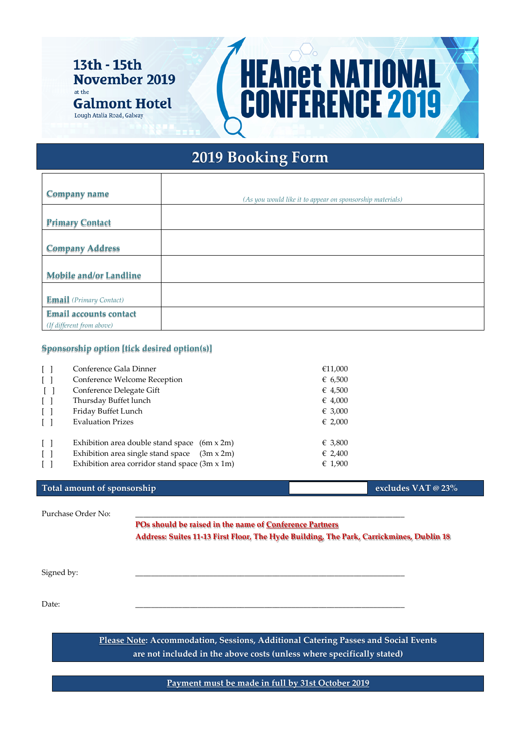13th - 15th November 2019

at the

Galmont Hotel

Lough Atalia Road, Galway

# HEAnet NATIONAL CONFERENCE 2019

## 2019 Booking Form

| | |
|---|---|
| **Company name** | *(As you would like it to appear on sponsorship materials)* |
| **Primary Contact** | |
| **Company Address** | |
| **Mobile and/or Landline** | |
| **Email** *(Primary Contact)* | |
| **Email accounts contact** *(If different from above)* | |

### Sponsorship option [tick desired option(s)]

| | | |
|---|---|---|
| [ ] | Conference Gala Dinner | €11,000 |
| [ ] | Conference Welcome Reception | € 6,500 |
| [ ] | Conference Delegate Gift | € 4,500 |
| [ ] | Thursday Buffet lunch | € 4,000 |
| [ ] | Friday Buffet Lunch | € 3,000 |
| [ ] | Evaluation Prizes | € 2,000 |
| [ ] | Exhibition area double stand space (6m x 2m) | € 3,800 |
| [ ] | Exhibition area single stand space (3m x 2m) | € 2,400 |
| [ ] | Exhibition area corridor stand space (3m x 1m) | € 1,900 |

**Total amount of sponsorship** ____________ **excludes VAT @ 23%**

Purchase Order No: ______________________________________________

**POs should be raised in the name of Conference Partners**
**Address: Suites 11-13 First Floor, The Hyde Building, The Park, Carrickmines, Dublin 18**

Signed by: ______________________________________________

Date: ______________________________________________

**Please Note: Accommodation, Sessions, Additional Catering Passes and Social Events are not included in the above costs (unless where specifically stated)**

**Payment must be made in full by 31st October 2019**